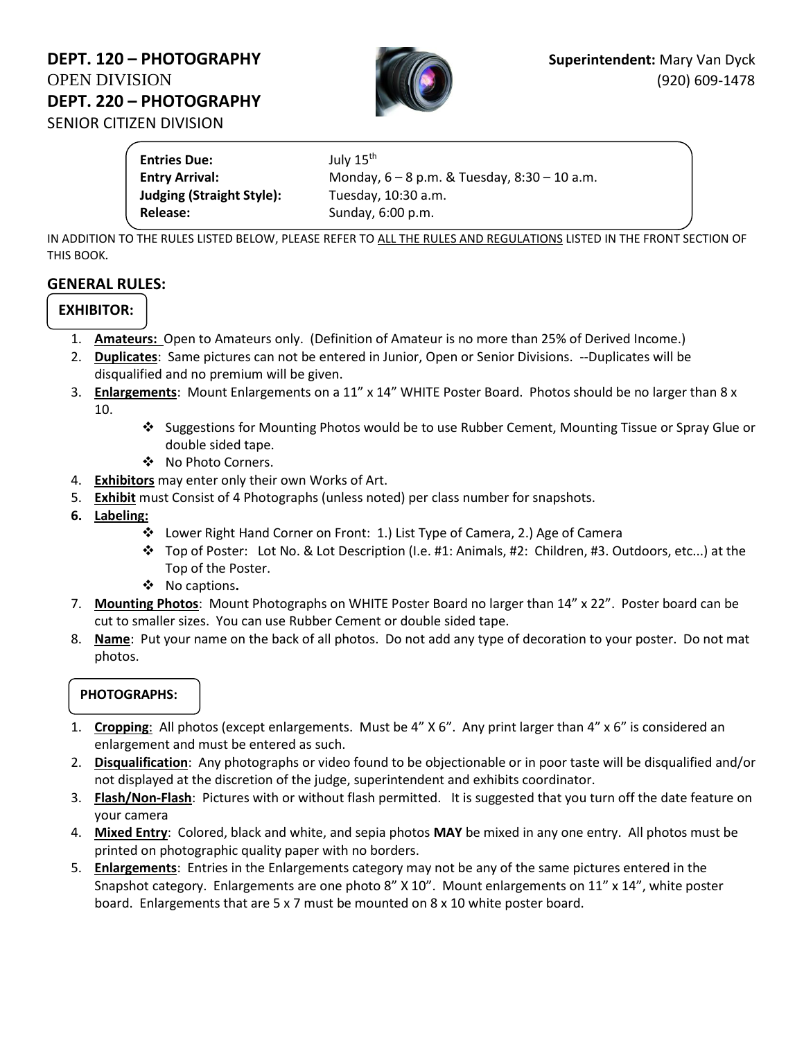**DEPT. 120 – PHOTOGRAPHY**
OPEN DIVISION
**DEPT. 220 – PHOTOGRAPHY**
SENIOR CITIZEN DIVISION

**Superintendent:** Mary Van Dyck
(920) 609-1478

| | |
|---|---|
| **Entries Due:** | July 15th |
| **Entry Arrival:** | Monday, 6 – 8 p.m. & Tuesday, 8:30 – 10 a.m. |
| **Judging (Straight Style):** | Tuesday, 10:30 a.m. |
| **Release:** | Sunday, 6:00 p.m. |

IN ADDITION TO THE RULES LISTED BELOW, PLEASE REFER TO ALL THE RULES AND REGULATIONS LISTED IN THE FRONT SECTION OF THIS BOOK.

## GENERAL RULES:

### EXHIBITOR:

1. **Amateurs:** Open to Amateurs only. (Definition of Amateur is no more than 25% of Derived Income.)
2. **Duplicates**: Same pictures can not be entered in Junior, Open or Senior Divisions. --Duplicates will be disqualified and no premium will be given.
3. **Enlargements**: Mount Enlargements on a 11" x 14" WHITE Poster Board. Photos should be no larger than 8 x 10.
   - Suggestions for Mounting Photos would be to use Rubber Cement, Mounting Tissue or Spray Glue or double sided tape.
   - No Photo Corners.
4. **Exhibitors** may enter only their own Works of Art.
5. **Exhibit** must Consist of 4 Photographs (unless noted) per class number for snapshots.
6. **Labeling:**
   - Lower Right Hand Corner on Front: 1.) List Type of Camera, 2.) Age of Camera
   - Top of Poster: Lot No. & Lot Description (I.e. #1: Animals, #2: Children, #3. Outdoors, etc...) at the Top of the Poster.
   - No captions**.**
7. **Mounting Photos**: Mount Photographs on WHITE Poster Board no larger than 14" x 22". Poster board can be cut to smaller sizes. You can use Rubber Cement or double sided tape.
8. **Name**: Put your name on the back of all photos. Do not add any type of decoration to your poster. Do not mat photos.

### PHOTOGRAPHS:

1. **Cropping**: All photos (except enlargements. Must be 4" X 6". Any print larger than 4" x 6" is considered an enlargement and must be entered as such.
2. **Disqualification**: Any photographs or video found to be objectionable or in poor taste will be disqualified and/or not displayed at the discretion of the judge, superintendent and exhibits coordinator.
3. **Flash/Non-Flash**: Pictures with or without flash permitted. It is suggested that you turn off the date feature on your camera
4. **Mixed Entry**: Colored, black and white, and sepia photos **MAY** be mixed in any one entry. All photos must be printed on photographic quality paper with no borders.
5. **Enlargements**: Entries in the Enlargements category may not be any of the same pictures entered in the Snapshot category. Enlargements are one photo 8" X 10". Mount enlargements on 11" x 14", white poster board. Enlargements that are 5 x 7 must be mounted on 8 x 10 white poster board.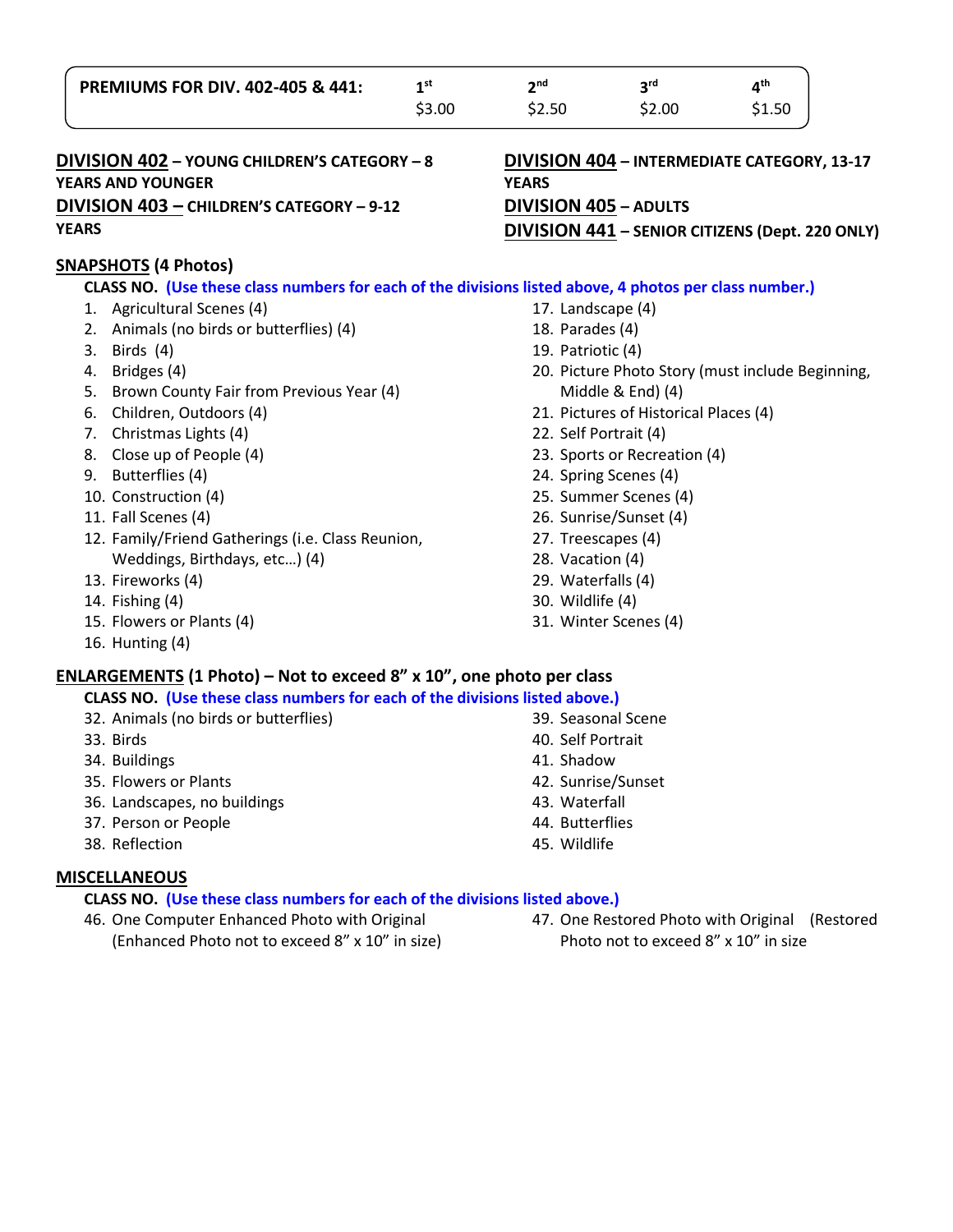| PREMIUMS FOR DIV. 402-405 & 441: | 1st | 2nd | 3rd | 4th |
|---|---|---|---|---|
| | $3.00 | $2.50 | $2.00 | $1.50 |

**DIVISION 402 – YOUNG CHILDREN'S CATEGORY – 8 YEARS AND YOUNGER**

**DIVISION 403 – CHILDREN'S CATEGORY – 9-12 YEARS**

**DIVISION 404 – INTERMEDIATE CATEGORY, 13-17 YEARS**

**DIVISION 405 – ADULTS**

**DIVISION 441 – SENIOR CITIZENS (Dept. 220 ONLY)**

## SNAPSHOTS (4 Photos)

**CLASS NO. (Use these class numbers for each of the divisions listed above, 4 photos per class number.)**

1. Agricultural Scenes (4)
2. Animals (no birds or butterflies) (4)
3. Birds (4)
4. Bridges (4)
5. Brown County Fair from Previous Year (4)
6. Children, Outdoors (4)
7. Christmas Lights (4)
8. Close up of People (4)
9. Butterflies (4)
10. Construction (4)
11. Fall Scenes (4)
12. Family/Friend Gatherings (i.e. Class Reunion, Weddings, Birthdays, etc…) (4)
13. Fireworks (4)
14. Fishing (4)
15. Flowers or Plants (4)
16. Hunting (4)
17. Landscape (4)
18. Parades (4)
19. Patriotic (4)
20. Picture Photo Story (must include Beginning, Middle & End) (4)
21. Pictures of Historical Places (4)
22. Self Portrait (4)
23. Sports or Recreation (4)
24. Spring Scenes (4)
25. Summer Scenes (4)
26. Sunrise/Sunset (4)
27. Treescapes (4)
28. Vacation (4)
29. Waterfalls (4)
30. Wildlife (4)
31. Winter Scenes (4)

## ENLARGEMENTS (1 Photo) – Not to exceed 8" x 10", one photo per class

**CLASS NO. (Use these class numbers for each of the divisions listed above.)**

32. Animals (no birds or butterflies)
33. Birds
34. Buildings
35. Flowers or Plants
36. Landscapes, no buildings
37. Person or People
38. Reflection
39. Seasonal Scene
40. Self Portrait
41. Shadow
42. Sunrise/Sunset
43. Waterfall
44. Butterflies
45. Wildlife

## MISCELLANEOUS

**CLASS NO. (Use these class numbers for each of the divisions listed above.)**

46. One Computer Enhanced Photo with Original (Enhanced Photo not to exceed 8" x 10" in size)
47. One Restored Photo with Original (Restored Photo not to exceed 8" x 10" in size